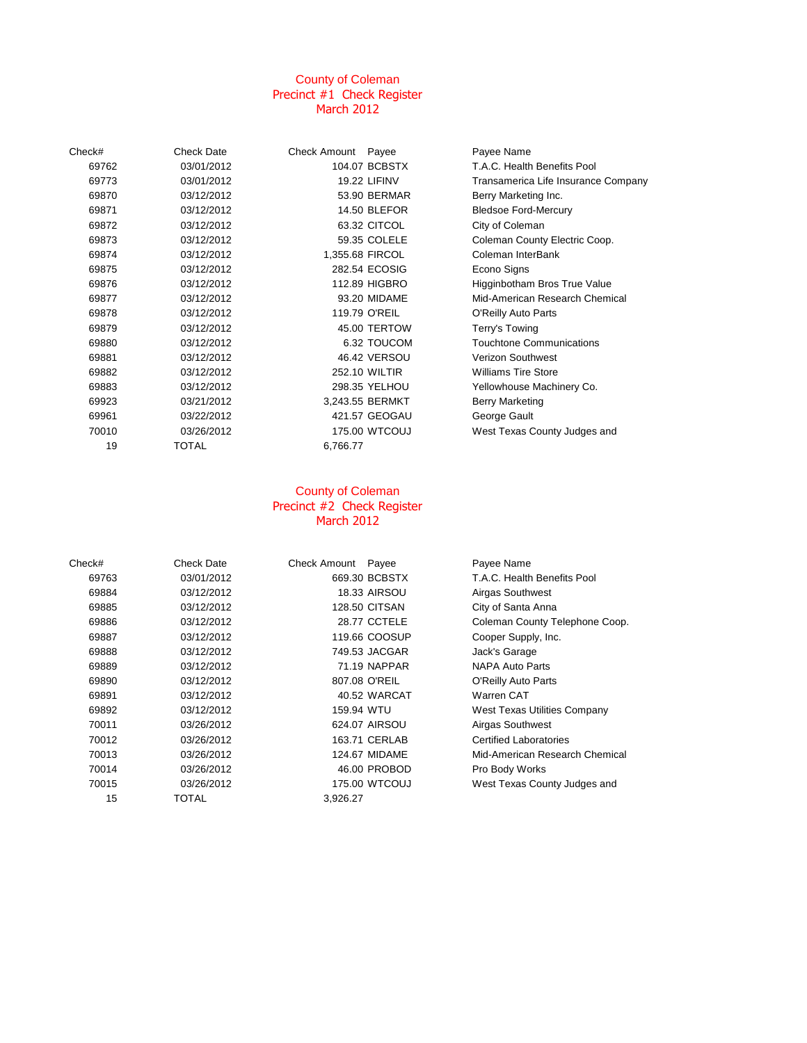# County of Coleman
## Precinct #1 Check Register
## March 2012

| Check# | Check Date | Check Amount | Payee | Payee Name |
|---|---|---|---|---|
| 69762 | 03/01/2012 | 104.07 | BCBSTX | T.A.C. Health Benefits Pool |
| 69773 | 03/01/2012 | 19.22 | LIFINV | Transamerica Life Insurance Company |
| 69870 | 03/12/2012 | 53.90 | BERMAR | Berry Marketing Inc. |
| 69871 | 03/12/2012 | 14.50 | BLEFOR | Bledsoe Ford-Mercury |
| 69872 | 03/12/2012 | 63.32 | CITCOL | City of Coleman |
| 69873 | 03/12/2012 | 59.35 | COLELE | Coleman County Electric Coop. |
| 69874 | 03/12/2012 | 1,355.68 | FIRCOL | Coleman InterBank |
| 69875 | 03/12/2012 | 282.54 | ECOSIG | Econo Signs |
| 69876 | 03/12/2012 | 112.89 | HIGBRO | Higginbotham Bros True Value |
| 69877 | 03/12/2012 | 93.20 | MIDAME | Mid-American Research Chemical |
| 69878 | 03/12/2012 | 119.79 | O'REIL | O'Reilly Auto Parts |
| 69879 | 03/12/2012 | 45.00 | TERTOW | Terry's Towing |
| 69880 | 03/12/2012 | 6.32 | TOUCOM | Touchtone Communications |
| 69881 | 03/12/2012 | 46.42 | VERSOU | Verizon Southwest |
| 69882 | 03/12/2012 | 252.10 | WILTIR | Williams Tire Store |
| 69883 | 03/12/2012 | 298.35 | YELHOU | Yellowhouse Machinery Co. |
| 69923 | 03/21/2012 | 3,243.55 | BERMKT | Berry Marketing |
| 69961 | 03/22/2012 | 421.57 | GEOGAU | George Gault |
| 70010 | 03/26/2012 | 175.00 | WTCOUJ | West Texas County Judges and |
| 19 | TOTAL | 6,766.77 | | |

# County of Coleman
## Precinct #2 Check Register
## March 2012

| Check# | Check Date | Check Amount | Payee | Payee Name |
|---|---|---|---|---|
| 69763 | 03/01/2012 | 669.30 | BCBSTX | T.A.C. Health Benefits Pool |
| 69884 | 03/12/2012 | 18.33 | AIRSOU | Airgas Southwest |
| 69885 | 03/12/2012 | 128.50 | CITSAN | City of Santa Anna |
| 69886 | 03/12/2012 | 28.77 | CCTELE | Coleman County Telephone Coop. |
| 69887 | 03/12/2012 | 119.66 | COOSUP | Cooper Supply, Inc. |
| 69888 | 03/12/2012 | 749.53 | JACGAR | Jack's Garage |
| 69889 | 03/12/2012 | 71.19 | NAPPAR | NAPA Auto Parts |
| 69890 | 03/12/2012 | 807.08 | O'REIL | O'Reilly Auto Parts |
| 69891 | 03/12/2012 | 40.52 | WARCAT | Warren CAT |
| 69892 | 03/12/2012 | 159.94 | WTU | West Texas Utilities Company |
| 70011 | 03/26/2012 | 624.07 | AIRSOU | Airgas Southwest |
| 70012 | 03/26/2012 | 163.71 | CERLAB | Certified Laboratories |
| 70013 | 03/26/2012 | 124.67 | MIDAME | Mid-American Research Chemical |
| 70014 | 03/26/2012 | 46.00 | PROBOD | Pro Body Works |
| 70015 | 03/26/2012 | 175.00 | WTCOUJ | West Texas County Judges and |
| 15 | TOTAL | 3,926.27 | | |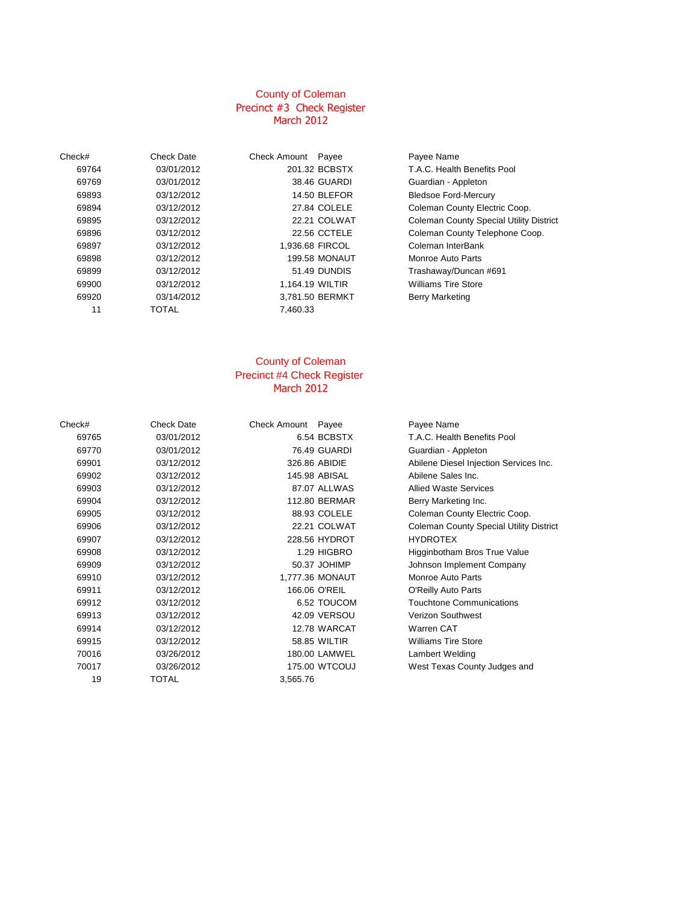# County of Coleman
## Precinct #3 Check Register
## March 2012

| Check# | Check Date | Check Amount | Payee | Payee Name |
|---|---|---|---|---|
| 69764 | 03/01/2012 | 201.32 | BCBSTX | T.A.C. Health Benefits Pool |
| 69769 | 03/01/2012 | 38.46 | GUARDI | Guardian - Appleton |
| 69893 | 03/12/2012 | 14.50 | BLEFOR | Bledsoe Ford-Mercury |
| 69894 | 03/12/2012 | 27.84 | COLELE | Coleman County Electric Coop. |
| 69895 | 03/12/2012 | 22.21 | COLWAT | Coleman County Special Utility District |
| 69896 | 03/12/2012 | 22.56 | CCTELE | Coleman County Telephone Coop. |
| 69897 | 03/12/2012 | 1,936.68 | FIRCOL | Coleman InterBank |
| 69898 | 03/12/2012 | 199.58 | MONAUT | Monroe Auto Parts |
| 69899 | 03/12/2012 | 51.49 | DUNDIS | Trashaway/Duncan #691 |
| 69900 | 03/12/2012 | 1,164.19 | WILTIR | Williams Tire Store |
| 69920 | 03/14/2012 | 3,781.50 | BERMKT | Berry Marketing |
| 11 | TOTAL | 7,460.33 | | |

# County of Coleman
## Precinct #4 Check Register
## March 2012

| Check# | Check Date | Check Amount | Payee | Payee Name |
|---|---|---|---|---|
| 69765 | 03/01/2012 | 6.54 | BCBSTX | T.A.C. Health Benefits Pool |
| 69770 | 03/01/2012 | 76.49 | GUARDI | Guardian - Appleton |
| 69901 | 03/12/2012 | 326.86 | ABIDIE | Abilene Diesel Injection Services Inc. |
| 69902 | 03/12/2012 | 145.98 | ABISAL | Abilene Sales Inc. |
| 69903 | 03/12/2012 | 87.07 | ALLWAS | Allied Waste Services |
| 69904 | 03/12/2012 | 112.80 | BERMAR | Berry Marketing Inc. |
| 69905 | 03/12/2012 | 88.93 | COLELE | Coleman County Electric Coop. |
| 69906 | 03/12/2012 | 22.21 | COLWAT | Coleman County Special Utility District |
| 69907 | 03/12/2012 | 228.56 | HYDROT | HYDROTEX |
| 69908 | 03/12/2012 | 1.29 | HIGBRO | Higginbotham Bros True Value |
| 69909 | 03/12/2012 | 50.37 | JOHIMP | Johnson Implement Company |
| 69910 | 03/12/2012 | 1,777.36 | MONAUT | Monroe Auto Parts |
| 69911 | 03/12/2012 | 166.06 | O'REIL | O'Reilly Auto Parts |
| 69912 | 03/12/2012 | 6.52 | TOUCOM | Touchtone Communications |
| 69913 | 03/12/2012 | 42.09 | VERSOU | Verizon Southwest |
| 69914 | 03/12/2012 | 12.78 | WARCAT | Warren CAT |
| 69915 | 03/12/2012 | 58.85 | WILTIR | Williams Tire Store |
| 70016 | 03/26/2012 | 180.00 | LAMWEL | Lambert Welding |
| 70017 | 03/26/2012 | 175.00 | WTCOUJ | West Texas County Judges and |
| 19 | TOTAL | 3,565.76 | | |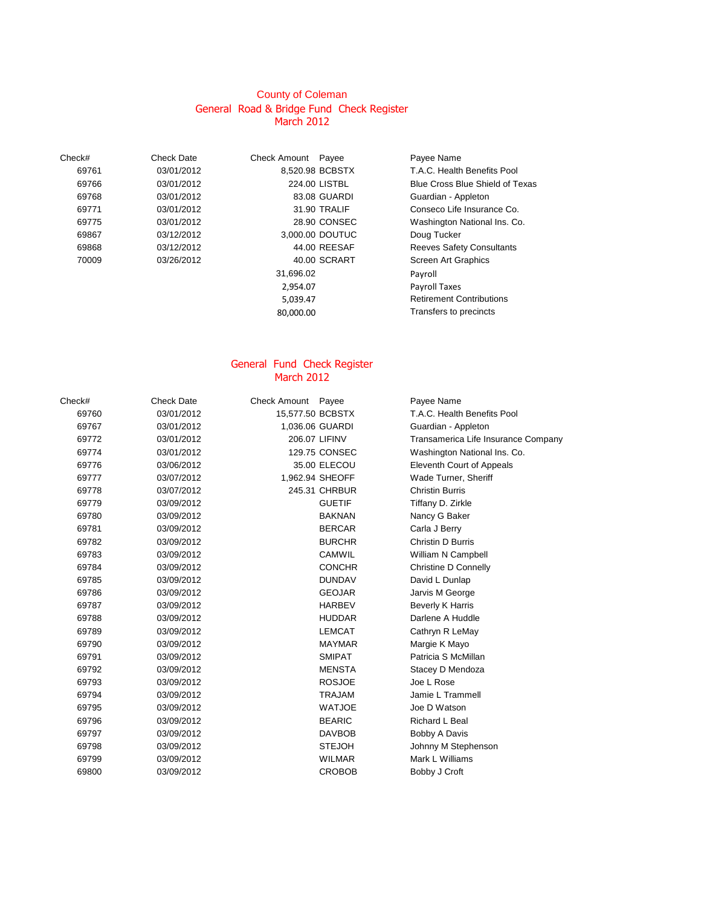# County of Coleman

## General Road & Bridge Fund Check Register
### March 2012

| Check# | Check Date | Check Amount | Payee | Payee Name |
|---|---|---|---|---|
| 69761 | 03/01/2012 | 8,520.98 | BCBSTX | T.A.C. Health Benefits Pool |
| 69766 | 03/01/2012 | 224.00 | LISTBL | Blue Cross Blue Shield of Texas |
| 69768 | 03/01/2012 | 83.08 | GUARDI | Guardian - Appleton |
| 69771 | 03/01/2012 | 31.90 | TRALIF | Conseco Life Insurance Co. |
| 69775 | 03/01/2012 | 28.90 | CONSEC | Washington National Ins. Co. |
| 69867 | 03/12/2012 | 3,000.00 | DOUTUC | Doug Tucker |
| 69868 | 03/12/2012 | 44.00 | REESAF | Reeves Safety Consultants |
| 70009 | 03/26/2012 | 40.00 | SCRART | Screen Art Graphics |
| | | 31,696.02 | | Payroll |
| | | 2,954.07 | | Payroll Taxes |
| | | 5,039.47 | | Retirement Contributions |
| | | 80,000.00 | | Transfers to precincts |

## General Fund Check Register
### March 2012

| Check# | Check Date | Check Amount | Payee | Payee Name |
|---|---|---|---|---|
| 69760 | 03/01/2012 | 15,577.50 | BCBSTX | T.A.C. Health Benefits Pool |
| 69767 | 03/01/2012 | 1,036.06 | GUARDI | Guardian - Appleton |
| 69772 | 03/01/2012 | 206.07 | LIFINV | Transamerica Life Insurance Company |
| 69774 | 03/01/2012 | 129.75 | CONSEC | Washington National Ins. Co. |
| 69776 | 03/06/2012 | 35.00 | ELECOU | Eleventh Court of Appeals |
| 69777 | 03/07/2012 | 1,962.94 | SHEOFF | Wade Turner, Sheriff |
| 69778 | 03/07/2012 | 245.31 | CHRBUR | Christin Burris |
| 69779 | 03/09/2012 | | GUETIF | Tiffany D. Zirkle |
| 69780 | 03/09/2012 | | BAKNAN | Nancy G Baker |
| 69781 | 03/09/2012 | | BERCAR | Carla J Berry |
| 69782 | 03/09/2012 | | BURCHR | Christin D Burris |
| 69783 | 03/09/2012 | | CAMWIL | William N Campbell |
| 69784 | 03/09/2012 | | CONCHR | Christine D Connelly |
| 69785 | 03/09/2012 | | DUNDAV | David L Dunlap |
| 69786 | 03/09/2012 | | GEOJAR | Jarvis M George |
| 69787 | 03/09/2012 | | HARBEV | Beverly K Harris |
| 69788 | 03/09/2012 | | HUDDAR | Darlene A Huddle |
| 69789 | 03/09/2012 | | LEMCAT | Cathryn R LeMay |
| 69790 | 03/09/2012 | | MAYMAR | Margie K Mayo |
| 69791 | 03/09/2012 | | SMIPAT | Patricia S McMillan |
| 69792 | 03/09/2012 | | MENSTA | Stacey D Mendoza |
| 69793 | 03/09/2012 | | ROSJOE | Joe L Rose |
| 69794 | 03/09/2012 | | TRAJAM | Jamie L Trammell |
| 69795 | 03/09/2012 | | WATJOE | Joe D Watson |
| 69796 | 03/09/2012 | | BEARIC | Richard L Beal |
| 69797 | 03/09/2012 | | DAVBOB | Bobby A Davis |
| 69798 | 03/09/2012 | | STEJOH | Johnny M Stephenson |
| 69799 | 03/09/2012 | | WILMAR | Mark L Williams |
| 69800 | 03/09/2012 | | CROBOB | Bobby J Croft |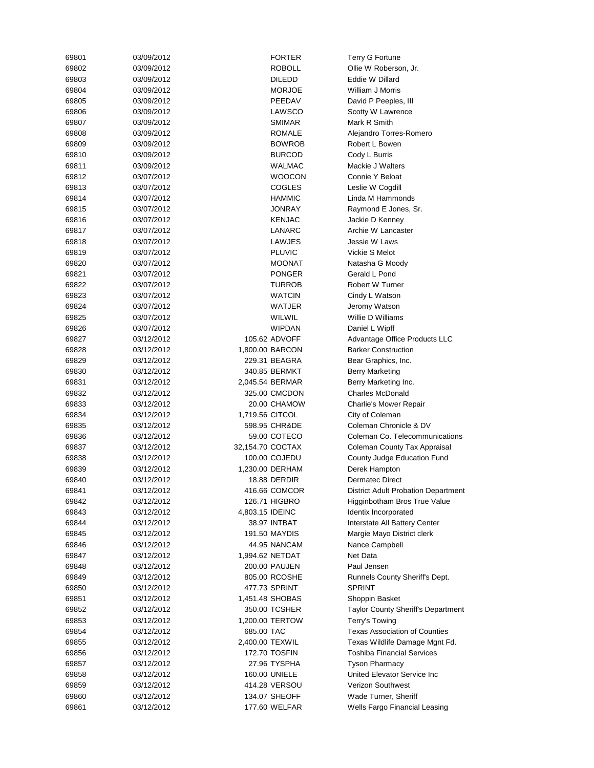| | | | | |
|---|---|---|---|---|
| 69801 | 03/09/2012 | | FORTER | Terry G Fortune |
| 69802 | 03/09/2012 | | ROBOLL | Ollie W Roberson, Jr. |
| 69803 | 03/09/2012 | | DILEDD | Eddie W Dillard |
| 69804 | 03/09/2012 | | MORJOE | William J Morris |
| 69805 | 03/09/2012 | | PEEDAV | David P Peeples, III |
| 69806 | 03/09/2012 | | LAWSCO | Scotty W Lawrence |
| 69807 | 03/09/2012 | | SMIMAR | Mark R Smith |
| 69808 | 03/09/2012 | | ROMALE | Alejandro Torres-Romero |
| 69809 | 03/09/2012 | | BOWROB | Robert L Bowen |
| 69810 | 03/09/2012 | | BURCOD | Cody L Burris |
| 69811 | 03/09/2012 | | WALMAC | Mackie J Walters |
| 69812 | 03/07/2012 | | WOOCON | Connie Y Beloat |
| 69813 | 03/07/2012 | | COGLES | Leslie W Cogdill |
| 69814 | 03/07/2012 | | HAMMIC | Linda M Hammonds |
| 69815 | 03/07/2012 | | JONRAY | Raymond E Jones, Sr. |
| 69816 | 03/07/2012 | | KENJAC | Jackie D Kenney |
| 69817 | 03/07/2012 | | LANARC | Archie W Lancaster |
| 69818 | 03/07/2012 | | LAWJES | Jessie W Laws |
| 69819 | 03/07/2012 | | PLUVIC | Vickie S Melot |
| 69820 | 03/07/2012 | | MOONAT | Natasha G Moody |
| 69821 | 03/07/2012 | | PONGER | Gerald L Pond |
| 69822 | 03/07/2012 | | TURROB | Robert W Turner |
| 69823 | 03/07/2012 | | WATCIN | Cindy L Watson |
| 69824 | 03/07/2012 | | WATJER | Jeromy Watson |
| 69825 | 03/07/2012 | | WILWIL | Willie D Williams |
| 69826 | 03/07/2012 | | WIPDAN | Daniel L Wipff |
| 69827 | 03/12/2012 | 105.62 | ADVOFF | Advantage Office Products LLC |
| 69828 | 03/12/2012 | 1,800.00 | BARCON | Barker Construction |
| 69829 | 03/12/2012 | 229.31 | BEAGRA | Bear Graphics, Inc. |
| 69830 | 03/12/2012 | 340.85 | BERMKT | Berry Marketing |
| 69831 | 03/12/2012 | 2,045.54 | BERMAR | Berry Marketing Inc. |
| 69832 | 03/12/2012 | 325.00 | CMCDON | Charles McDonald |
| 69833 | 03/12/2012 | 20.00 | CHAMOW | Charlie's Mower Repair |
| 69834 | 03/12/2012 | 1,719.56 | CITCOL | City of Coleman |
| 69835 | 03/12/2012 | 598.95 | CHR&DE | Coleman Chronicle & DV |
| 69836 | 03/12/2012 | 59.00 | COTECO | Coleman Co. Telecommunications |
| 69837 | 03/12/2012 | 32,154.70 | COCTAX | Coleman County Tax Appraisal |
| 69838 | 03/12/2012 | 100.00 | COJEDU | County Judge Education Fund |
| 69839 | 03/12/2012 | 1,230.00 | DERHAM | Derek Hampton |
| 69840 | 03/12/2012 | 18.88 | DERDIR | Dermatec Direct |
| 69841 | 03/12/2012 | 416.66 | COMCOR | District Adult Probation Department |
| 69842 | 03/12/2012 | 126.71 | HIGBRO | Higginbotham Bros True Value |
| 69843 | 03/12/2012 | 4,803.15 | IDEINC | Identix Incorporated |
| 69844 | 03/12/2012 | 38.97 | INTBAT | Interstate All Battery Center |
| 69845 | 03/12/2012 | 191.50 | MAYDIS | Margie Mayo District clerk |
| 69846 | 03/12/2012 | 44.95 | NANCAM | Nance Campbell |
| 69847 | 03/12/2012 | 1,994.62 | NETDAT | Net Data |
| 69848 | 03/12/2012 | 200.00 | PAUJEN | Paul Jensen |
| 69849 | 03/12/2012 | 805.00 | RCOSHE | Runnels County Sheriff's Dept. |
| 69850 | 03/12/2012 | 477.73 | SPRINT | SPRINT |
| 69851 | 03/12/2012 | 1,451.48 | SHOBAS | Shoppin Basket |
| 69852 | 03/12/2012 | 350.00 | TCSHER | Taylor County Sheriff's Department |
| 69853 | 03/12/2012 | 1,200.00 | TERTOW | Terry's Towing |
| 69854 | 03/12/2012 | 685.00 | TAC | Texas Association of Counties |
| 69855 | 03/12/2012 | 2,400.00 | TEXWIL | Texas Wildlife Damage Mgnt Fd. |
| 69856 | 03/12/2012 | 172.70 | TOSFIN | Toshiba Financial Services |
| 69857 | 03/12/2012 | 27.96 | TYSPHA | Tyson Pharmacy |
| 69858 | 03/12/2012 | 160.00 | UNIELE | United Elevator Service Inc |
| 69859 | 03/12/2012 | 414.28 | VERSOU | Verizon Southwest |
| 69860 | 03/12/2012 | 134.07 | SHEOFF | Wade Turner, Sheriff |
| 69861 | 03/12/2012 | 177.60 | WELFAR | Wells Fargo Financial Leasing |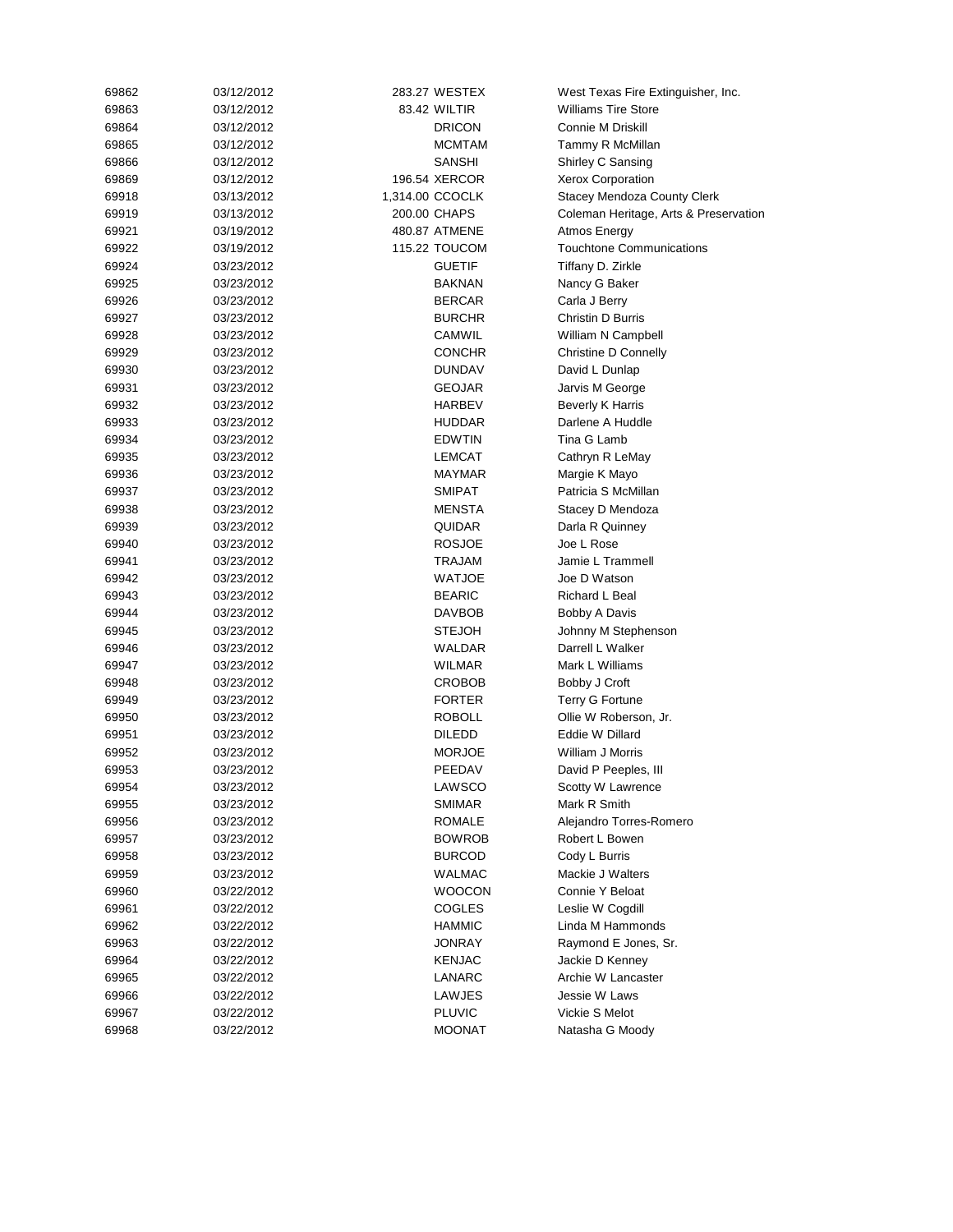| | | | | |
|---|---|---|---|---|
| 69862 | 03/12/2012 | 283.27 | WESTEX | West Texas Fire Extinguisher, Inc. |
| 69863 | 03/12/2012 | 83.42 | WILTIR | Williams Tire Store |
| 69864 | 03/12/2012 | | DRICON | Connie M Driskill |
| 69865 | 03/12/2012 | | MCMTAM | Tammy R McMillan |
| 69866 | 03/12/2012 | | SANSHI | Shirley C Sansing |
| 69869 | 03/12/2012 | 196.54 | XERCOR | Xerox Corporation |
| 69918 | 03/13/2012 | 1,314.00 | CCOCLK | Stacey Mendoza County Clerk |
| 69919 | 03/13/2012 | 200.00 | CHAPS | Coleman Heritage, Arts & Preservation |
| 69921 | 03/19/2012 | 480.87 | ATMENE | Atmos Energy |
| 69922 | 03/19/2012 | 115.22 | TOUCOM | Touchtone Communications |
| 69924 | 03/23/2012 | | GUETIF | Tiffany D. Zirkle |
| 69925 | 03/23/2012 | | BAKNAN | Nancy G Baker |
| 69926 | 03/23/2012 | | BERCAR | Carla J Berry |
| 69927 | 03/23/2012 | | BURCHR | Christin D Burris |
| 69928 | 03/23/2012 | | CAMWIL | William N Campbell |
| 69929 | 03/23/2012 | | CONCHR | Christine D Connelly |
| 69930 | 03/23/2012 | | DUNDAV | David L Dunlap |
| 69931 | 03/23/2012 | | GEOJAR | Jarvis M George |
| 69932 | 03/23/2012 | | HARBEV | Beverly K Harris |
| 69933 | 03/23/2012 | | HUDDAR | Darlene A Huddle |
| 69934 | 03/23/2012 | | EDWTIN | Tina G Lamb |
| 69935 | 03/23/2012 | | LEMCAT | Cathryn R LeMay |
| 69936 | 03/23/2012 | | MAYMAR | Margie K Mayo |
| 69937 | 03/23/2012 | | SMIPAT | Patricia S McMillan |
| 69938 | 03/23/2012 | | MENSTA | Stacey D Mendoza |
| 69939 | 03/23/2012 | | QUIDAR | Darla R Quinney |
| 69940 | 03/23/2012 | | ROSJOE | Joe L Rose |
| 69941 | 03/23/2012 | | TRAJAM | Jamie L Trammell |
| 69942 | 03/23/2012 | | WATJOE | Joe D Watson |
| 69943 | 03/23/2012 | | BEARIC | Richard L Beal |
| 69944 | 03/23/2012 | | DAVBOB | Bobby A Davis |
| 69945 | 03/23/2012 | | STEJOH | Johnny M Stephenson |
| 69946 | 03/23/2012 | | WALDAR | Darrell L Walker |
| 69947 | 03/23/2012 | | WILMAR | Mark L Williams |
| 69948 | 03/23/2012 | | CROBOB | Bobby J Croft |
| 69949 | 03/23/2012 | | FORTER | Terry G Fortune |
| 69950 | 03/23/2012 | | ROBOLL | Ollie W Roberson, Jr. |
| 69951 | 03/23/2012 | | DILEDD | Eddie W Dillard |
| 69952 | 03/23/2012 | | MORJOE | William J Morris |
| 69953 | 03/23/2012 | | PEEDAV | David P Peeples, III |
| 69954 | 03/23/2012 | | LAWSCO | Scotty W Lawrence |
| 69955 | 03/23/2012 | | SMIMAR | Mark R Smith |
| 69956 | 03/23/2012 | | ROMALE | Alejandro Torres-Romero |
| 69957 | 03/23/2012 | | BOWROB | Robert L Bowen |
| 69958 | 03/23/2012 | | BURCOD | Cody L Burris |
| 69959 | 03/23/2012 | | WALMAC | Mackie J Walters |
| 69960 | 03/22/2012 | | WOOCON | Connie Y Beloat |
| 69961 | 03/22/2012 | | COGLES | Leslie W Cogdill |
| 69962 | 03/22/2012 | | HAMMIC | Linda M Hammonds |
| 69963 | 03/22/2012 | | JONRAY | Raymond E Jones, Sr. |
| 69964 | 03/22/2012 | | KENJAC | Jackie D Kenney |
| 69965 | 03/22/2012 | | LANARC | Archie W Lancaster |
| 69966 | 03/22/2012 | | LAWJES | Jessie W Laws |
| 69967 | 03/22/2012 | | PLUVIC | Vickie S Melot |
| 69968 | 03/22/2012 | | MOONAT | Natasha G Moody |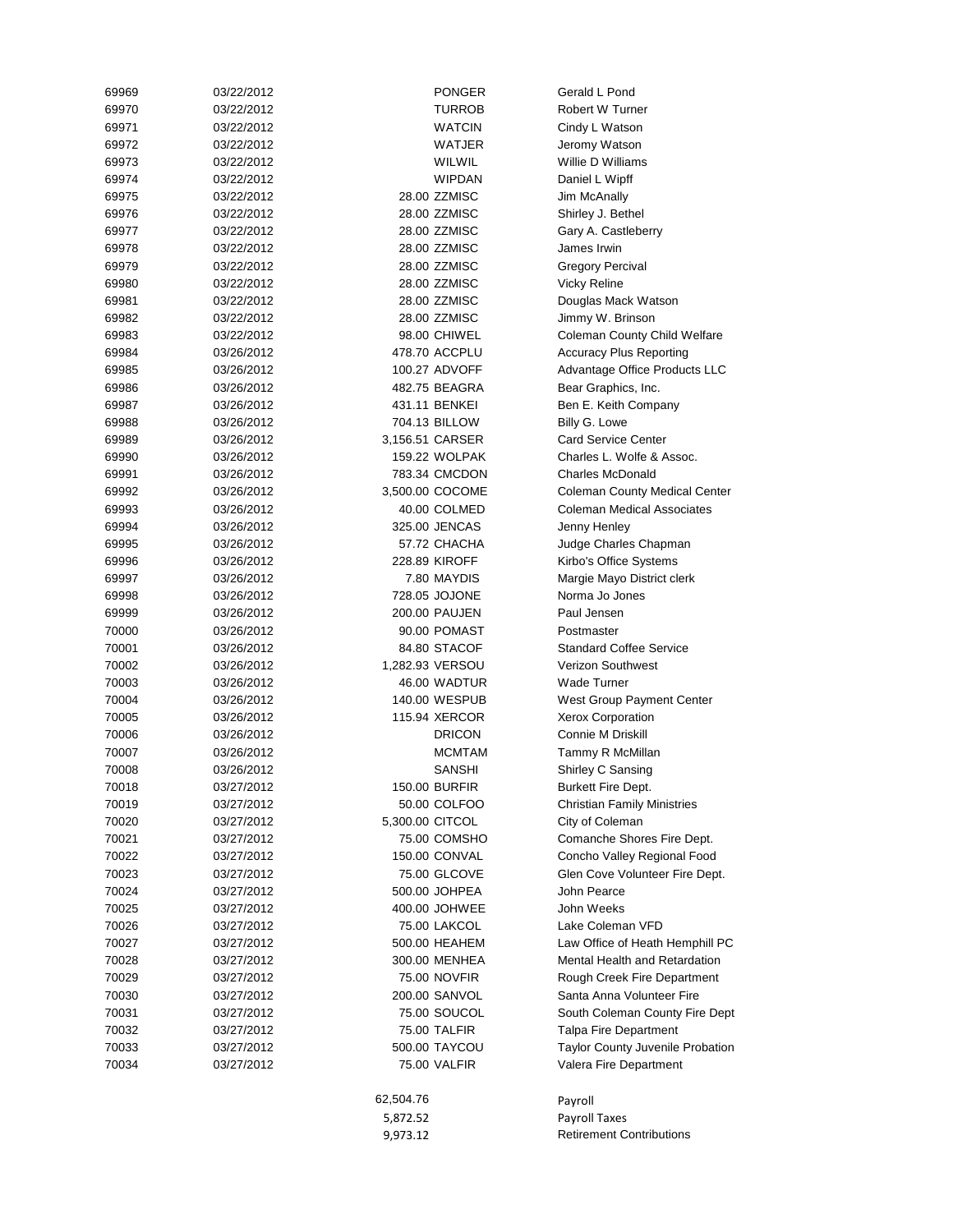| | | | | |
|---|---|---|---|---|
| 69969 | 03/22/2012 | | PONGER | Gerald L Pond |
| 69970 | 03/22/2012 | | TURROB | Robert W Turner |
| 69971 | 03/22/2012 | | WATCIN | Cindy L Watson |
| 69972 | 03/22/2012 | | WATJER | Jeromy Watson |
| 69973 | 03/22/2012 | | WILWIL | Willie D Williams |
| 69974 | 03/22/2012 | | WIPDAN | Daniel L Wipff |
| 69975 | 03/22/2012 | 28.00 | ZZMISC | Jim McAnally |
| 69976 | 03/22/2012 | 28.00 | ZZMISC | Shirley J. Bethel |
| 69977 | 03/22/2012 | 28.00 | ZZMISC | Gary A. Castleberry |
| 69978 | 03/22/2012 | 28.00 | ZZMISC | James Irwin |
| 69979 | 03/22/2012 | 28.00 | ZZMISC | Gregory Percival |
| 69980 | 03/22/2012 | 28.00 | ZZMISC | Vicky Reline |
| 69981 | 03/22/2012 | 28.00 | ZZMISC | Douglas Mack Watson |
| 69982 | 03/22/2012 | 28.00 | ZZMISC | Jimmy W. Brinson |
| 69983 | 03/22/2012 | 98.00 | CHIWEL | Coleman County Child Welfare |
| 69984 | 03/26/2012 | 478.70 | ACCPLU | Accuracy Plus Reporting |
| 69985 | 03/26/2012 | 100.27 | ADVOFF | Advantage Office Products LLC |
| 69986 | 03/26/2012 | 482.75 | BEAGRA | Bear Graphics, Inc. |
| 69987 | 03/26/2012 | 431.11 | BENKEI | Ben E. Keith Company |
| 69988 | 03/26/2012 | 704.13 | BILLOW | Billy G. Lowe |
| 69989 | 03/26/2012 | 3,156.51 | CARSER | Card Service Center |
| 69990 | 03/26/2012 | 159.22 | WOLPAK | Charles L. Wolfe & Assoc. |
| 69991 | 03/26/2012 | 783.34 | CMCDON | Charles McDonald |
| 69992 | 03/26/2012 | 3,500.00 | COCOME | Coleman County Medical Center |
| 69993 | 03/26/2012 | 40.00 | COLMED | Coleman Medical Associates |
| 69994 | 03/26/2012 | 325.00 | JENCAS | Jenny Henley |
| 69995 | 03/26/2012 | 57.72 | CHACHA | Judge Charles Chapman |
| 69996 | 03/26/2012 | 228.89 | KIROFF | Kirbo's Office Systems |
| 69997 | 03/26/2012 | 7.80 | MAYDIS | Margie Mayo District clerk |
| 69998 | 03/26/2012 | 728.05 | JOJONE | Norma Jo Jones |
| 69999 | 03/26/2012 | 200.00 | PAUJEN | Paul Jensen |
| 70000 | 03/26/2012 | 90.00 | POMAST | Postmaster |
| 70001 | 03/26/2012 | 84.80 | STACOF | Standard Coffee Service |
| 70002 | 03/26/2012 | 1,282.93 | VERSOU | Verizon Southwest |
| 70003 | 03/26/2012 | 46.00 | WADTUR | Wade Turner |
| 70004 | 03/26/2012 | 140.00 | WESPUB | West Group Payment Center |
| 70005 | 03/26/2012 | 115.94 | XERCOR | Xerox Corporation |
| 70006 | 03/26/2012 | | DRICON | Connie M Driskill |
| 70007 | 03/26/2012 | | MCMTAM | Tammy R McMillan |
| 70008 | 03/26/2012 | | SANSHI | Shirley C Sansing |
| 70018 | 03/27/2012 | 150.00 | BURFIR | Burkett Fire Dept. |
| 70019 | 03/27/2012 | 50.00 | COLFOO | Christian Family Ministries |
| 70020 | 03/27/2012 | 5,300.00 | CITCOL | City of Coleman |
| 70021 | 03/27/2012 | 75.00 | COMSHO | Comanche Shores Fire Dept. |
| 70022 | 03/27/2012 | 150.00 | CONVAL | Concho Valley Regional Food |
| 70023 | 03/27/2012 | 75.00 | GLCOVE | Glen Cove Volunteer Fire Dept. |
| 70024 | 03/27/2012 | 500.00 | JOHPEA | John Pearce |
| 70025 | 03/27/2012 | 400.00 | JOHWEE | John Weeks |
| 70026 | 03/27/2012 | 75.00 | LAKCOL | Lake Coleman VFD |
| 70027 | 03/27/2012 | 500.00 | HEAHEM | Law Office of Heath Hemphill PC |
| 70028 | 03/27/2012 | 300.00 | MENHEA | Mental Health and Retardation |
| 70029 | 03/27/2012 | 75.00 | NOVFIR | Rough Creek Fire Department |
| 70030 | 03/27/2012 | 200.00 | SANVOL | Santa Anna Volunteer Fire |
| 70031 | 03/27/2012 | 75.00 | SOUCOL | South Coleman County Fire Dept |
| 70032 | 03/27/2012 | 75.00 | TALFIR | Talpa Fire Department |
| 70033 | 03/27/2012 | 500.00 | TAYCOU | Taylor County Juvenile Probation |
| 70034 | 03/27/2012 | 75.00 | VALFIR | Valera Fire Department |
| | | 62,504.76 | | Payroll |
| | | 5,872.52 | | Payroll Taxes |
| | | 9,973.12 | | Retirement Contributions |